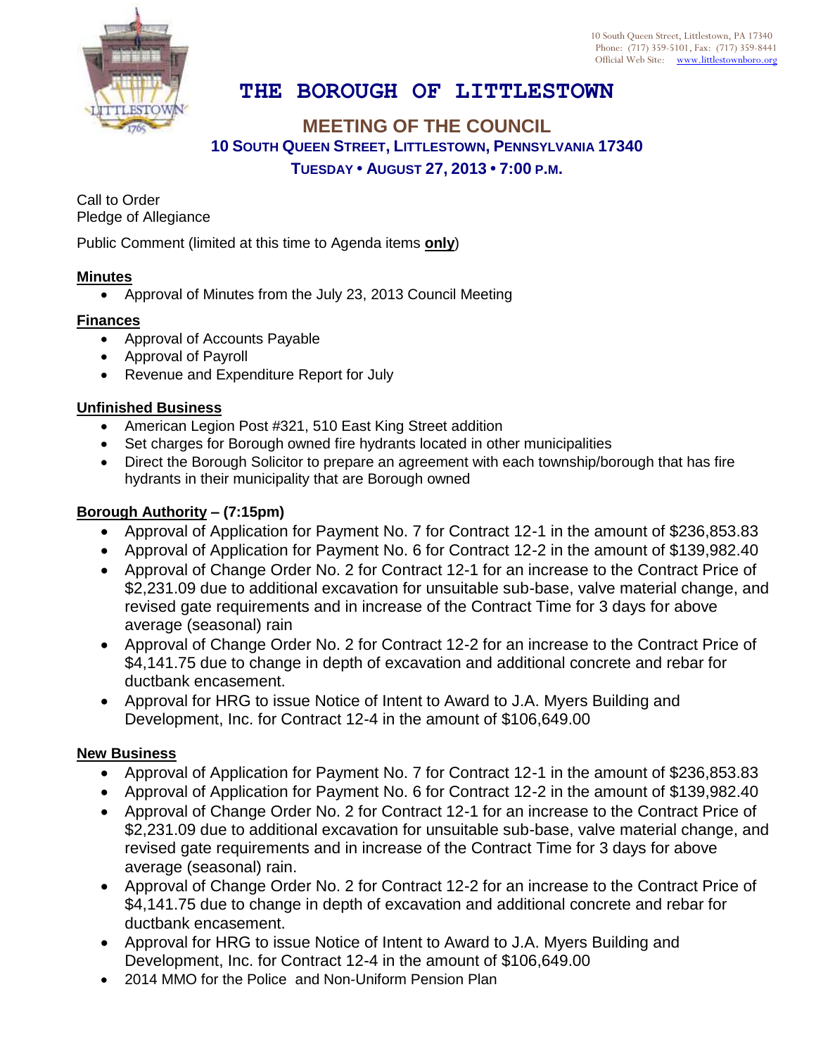10 South Queen Street, Littlestown, PA 17340
Phone: (717) 359-5101, Fax: (717) 359-8441
Official Web Site: www.littlestownboro.org

# THE BOROUGH OF LITTLESTOWN

## MEETING OF THE COUNCIL

### 10 SOUTH QUEEN STREET, LITTLESTOWN, PENNSYLVANIA 17340

### TUESDAY • AUGUST 27, 2013 • 7:00 P.M.

Call to Order
Pledge of Allegiance

Public Comment (limited at this time to Agenda items **only**)

**Minutes**

- Approval of Minutes from the July 23, 2013 Council Meeting

**Finances**

- Approval of Accounts Payable
- Approval of Payroll
- Revenue and Expenditure Report for July

**Unfinished Business**

- American Legion Post #321, 510 East King Street addition
- Set charges for Borough owned fire hydrants located in other municipalities
- Direct the Borough Solicitor to prepare an agreement with each township/borough that has fire hydrants in their municipality that are Borough owned

**Borough Authority – (7:15pm)**

- Approval of Application for Payment No. 7 for Contract 12-1 in the amount of $236,853.83
- Approval of Application for Payment No. 6 for Contract 12-2 in the amount of $139,982.40
- Approval of Change Order No. 2 for Contract 12-1 for an increase to the Contract Price of $2,231.09 due to additional excavation for unsuitable sub-base, valve material change, and revised gate requirements and in increase of the Contract Time for 3 days for above average (seasonal) rain
- Approval of Change Order No. 2 for Contract 12-2 for an increase to the Contract Price of $4,141.75 due to change in depth of excavation and additional concrete and rebar for ductbank encasement.
- Approval for HRG to issue Notice of Intent to Award to J.A. Myers Building and Development, Inc. for Contract 12-4 in the amount of $106,649.00

**New Business**

- Approval of Application for Payment No. 7 for Contract 12-1 in the amount of $236,853.83
- Approval of Application for Payment No. 6 for Contract 12-2 in the amount of $139,982.40
- Approval of Change Order No. 2 for Contract 12-1 for an increase to the Contract Price of $2,231.09 due to additional excavation for unsuitable sub-base, valve material change, and revised gate requirements and in increase of the Contract Time for 3 days for above average (seasonal) rain.
- Approval of Change Order No. 2 for Contract 12-2 for an increase to the Contract Price of $4,141.75 due to change in depth of excavation and additional concrete and rebar for ductbank encasement.
- Approval for HRG to issue Notice of Intent to Award to J.A. Myers Building and Development, Inc. for Contract 12-4 in the amount of $106,649.00
- 2014 MMO for the Police and Non-Uniform Pension Plan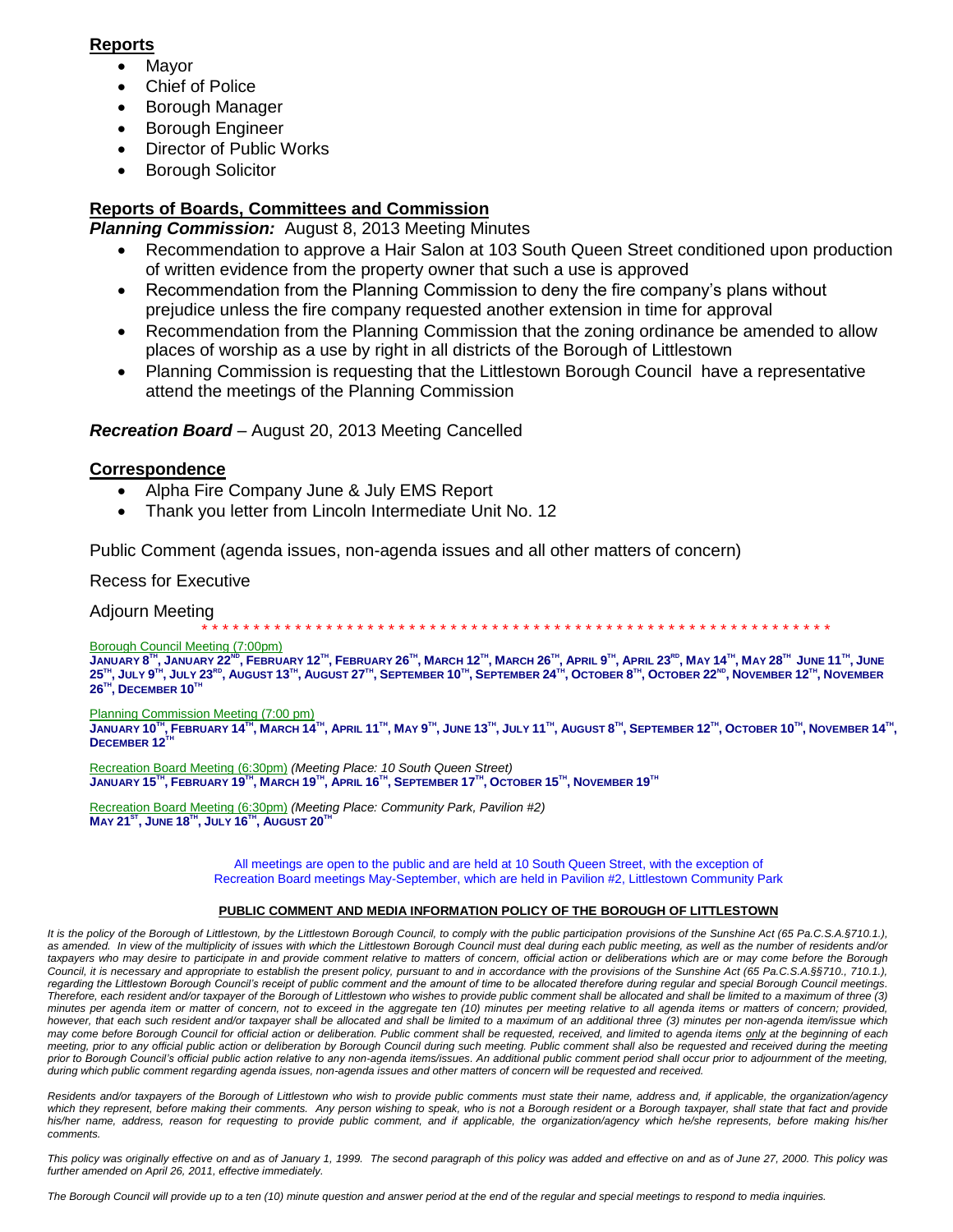## Reports

- Mayor
- Chief of Police
- Borough Manager
- Borough Engineer
- Director of Public Works
- Borough Solicitor

## Reports of Boards, Committees and Commission

***Planning Commission:*** August 8, 2013 Meeting Minutes

- Recommendation to approve a Hair Salon at 103 South Queen Street conditioned upon production of written evidence from the property owner that such a use is approved
- Recommendation from the Planning Commission to deny the fire company's plans without prejudice unless the fire company requested another extension in time for approval
- Recommendation from the Planning Commission that the zoning ordinance be amended to allow places of worship as a use by right in all districts of the Borough of Littlestown
- Planning Commission is requesting that the Littlestown Borough Council have a representative attend the meetings of the Planning Commission

***Recreation Board*** – August 20, 2013 Meeting Cancelled

## Correspondence

- Alpha Fire Company June & July EMS Report
- Thank you letter from Lincoln Intermediate Unit No. 12

Public Comment (agenda issues, non-agenda issues and all other matters of concern)

Recess for Executive

Adjourn Meeting

* * * * * * * * * * * * * * * * * * * * * * * * * * * * * * * * * * * * * * * * * * * * * * * * * * * * * * * * * * * * * * *

Borough Council Meeting (7:00pm)
**JANUARY 8TH, JANUARY 22ND, FEBRUARY 12TH, FEBRUARY 26TH, MARCH 12TH, MARCH 26TH, APRIL 9TH, APRIL 23RD, MAY 14TH, MAY 28TH JUNE 11TH, JUNE 25TH, JULY 9TH, JULY 23RD, AUGUST 13TH, AUGUST 27TH, SEPTEMBER 10TH, SEPTEMBER 24TH, OCTOBER 8TH, OCTOBER 22ND, NOVEMBER 12TH, NOVEMBER 26TH, DECEMBER 10TH**

Planning Commission Meeting (7:00 pm)
**JANUARY 10TH, FEBRUARY 14TH, MARCH 14TH, APRIL 11TH, MAY 9TH, JUNE 13TH, JULY 11TH, AUGUST 8TH, SEPTEMBER 12TH, OCTOBER 10TH, NOVEMBER 14TH, DECEMBER 12TH**

Recreation Board Meeting (6:30pm) *(Meeting Place: 10 South Queen Street)*
**JANUARY 15TH, FEBRUARY 19TH, MARCH 19TH, APRIL 16TH, SEPTEMBER 17TH, OCTOBER 15TH, NOVEMBER 19TH**

Recreation Board Meeting (6:30pm) *(Meeting Place: Community Park, Pavilion #2)*
**MAY 21ST, JUNE 18TH, JULY 16TH, AUGUST 20TH**

All meetings are open to the public and are held at 10 South Queen Street, with the exception of Recreation Board meetings May-September, which are held in Pavilion #2, Littlestown Community Park

**PUBLIC COMMENT AND MEDIA INFORMATION POLICY OF THE BOROUGH OF LITTLESTOWN**

*It is the policy of the Borough of Littlestown, by the Littlestown Borough Council, to comply with the public participation provisions of the Sunshine Act (65 Pa.C.S.A.§710.1.), as amended. In view of the multiplicity of issues with which the Littlestown Borough Council must deal during each public meeting, as well as the number of residents and/or taxpayers who may desire to participate in and provide comment relative to matters of concern, official action or deliberations which are or may come before the Borough Council, it is necessary and appropriate to establish the present policy, pursuant to and in accordance with the provisions of the Sunshine Act (65 Pa.C.S.A.§§710., 710.1.), regarding the Littlestown Borough Council's receipt of public comment and the amount of time to be allocated therefore during regular and special Borough Council meetings. Therefore, each resident and/or taxpayer of the Borough of Littlestown who wishes to provide public comment shall be allocated and shall be limited to a maximum of three (3) minutes per agenda item or matter of concern, not to exceed in the aggregate ten (10) minutes per meeting relative to all agenda items or matters of concern; provided, however, that each such resident and/or taxpayer shall be allocated and shall be limited to a maximum of an additional three (3) minutes per non-agenda item/issue which may come before Borough Council for official action or deliberation. Public comment shall be requested, received, and limited to agenda items only at the beginning of each meeting, prior to any official public action or deliberation by Borough Council during such meeting. Public comment shall also be requested and received during the meeting prior to Borough Council's official public action relative to any non-agenda items/issues. An additional public comment period shall occur prior to adjournment of the meeting, during which public comment regarding agenda issues, non-agenda issues and other matters of concern will be requested and received.*

*Residents and/or taxpayers of the Borough of Littlestown who wish to provide public comments must state their name, address and, if applicable, the organization/agency which they represent, before making their comments. Any person wishing to speak, who is not a Borough resident or a Borough taxpayer, shall state that fact and provide his/her name, address, reason for requesting to provide public comment, and if applicable, the organization/agency which he/she represents, before making his/her comments.*

*This policy was originally effective on and as of January 1, 1999. The second paragraph of this policy was added and effective on and as of June 27, 2000. This policy was further amended on April 26, 2011, effective immediately.*

*The Borough Council will provide up to a ten (10) minute question and answer period at the end of the regular and special meetings to respond to media inquiries.*